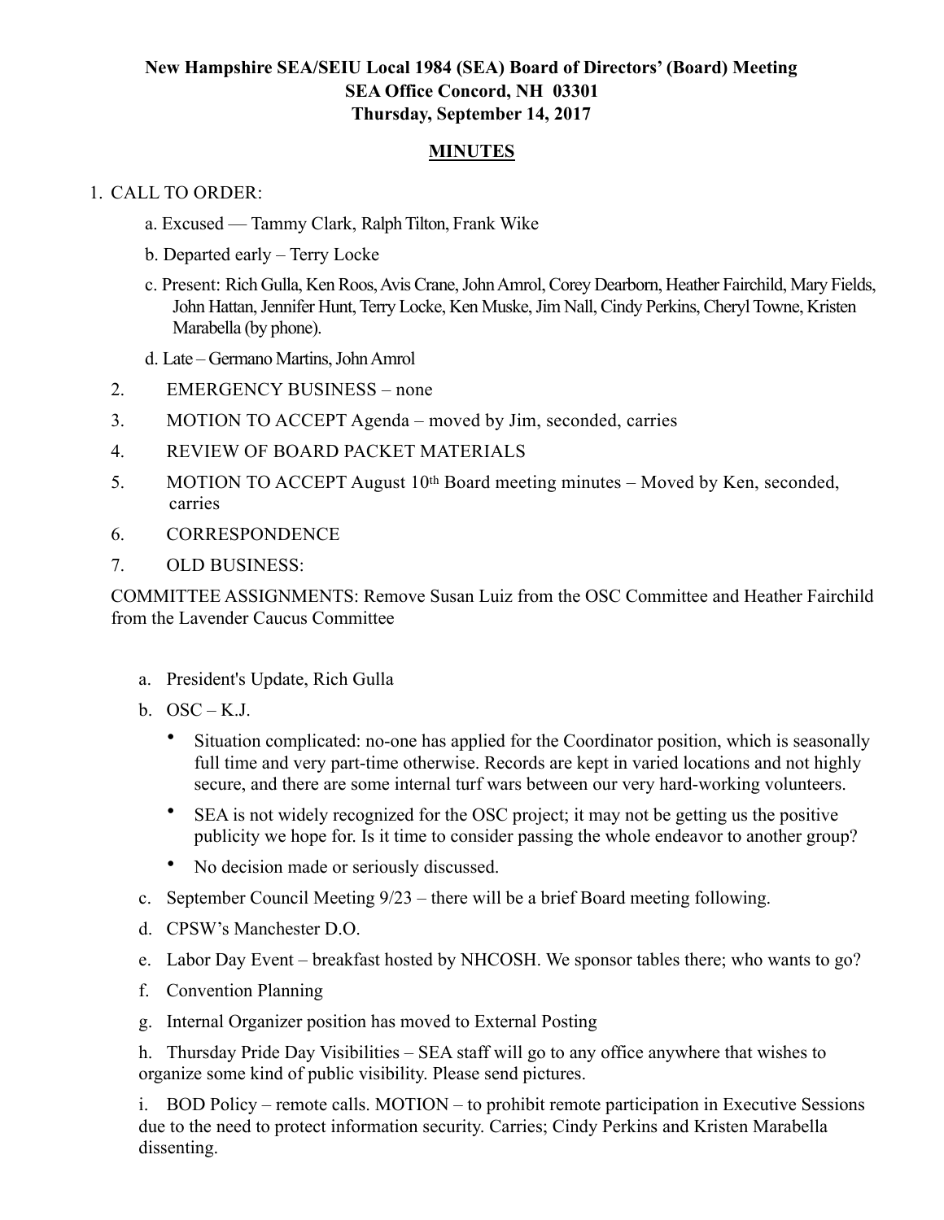**New Hampshire SEA/SEIU Local 1984 (SEA) Board of Directors' (Board) Meeting**
**SEA Office Concord, NH 03301**
**Thursday, September 14, 2017**

**MINUTES**

1. CALL TO ORDER:
   a. Excused — Tammy Clark, Ralph Tilton, Frank Wike
   b. Departed early – Terry Locke
   c. Present: Rich Gulla, Ken Roos, Avis Crane, John Amrol, Corey Dearborn, Heather Fairchild, Mary Fields, John Hattan, Jennifer Hunt, Terry Locke, Ken Muske, Jim Nall, Cindy Perkins, Cheryl Towne, Kristen Marabella (by phone).
   d. Late – Germano Martins, John Amrol
2. EMERGENCY BUSINESS – none
3. MOTION TO ACCEPT Agenda – moved by Jim, seconded, carries
4. REVIEW OF BOARD PACKET MATERIALS
5. MOTION TO ACCEPT August 10th Board meeting minutes – Moved by Ken, seconded, carries
6. CORRESPONDENCE
7. OLD BUSINESS:

COMMITTEE ASSIGNMENTS: Remove Susan Luiz from the OSC Committee and Heather Fairchild from the Lavender Caucus Committee

a. President's Update, Rich Gulla
b. OSC – K.J.
   - Situation complicated: no-one has applied for the Coordinator position, which is seasonally full time and very part-time otherwise. Records are kept in varied locations and not highly secure, and there are some internal turf wars between our very hard-working volunteers.
   - SEA is not widely recognized for the OSC project; it may not be getting us the positive publicity we hope for. Is it time to consider passing the whole endeavor to another group?
   - No decision made or seriously discussed.
c. September Council Meeting 9/23 – there will be a brief Board meeting following.
d. CPSW's Manchester D.O.
e. Labor Day Event – breakfast hosted by NHCOSH. We sponsor tables there; who wants to go?
f. Convention Planning
g. Internal Organizer position has moved to External Posting
h. Thursday Pride Day Visibilities – SEA staff will go to any office anywhere that wishes to organize some kind of public visibility. Please send pictures.
i. BOD Policy – remote calls. MOTION – to prohibit remote participation in Executive Sessions due to the need to protect information security. Carries; Cindy Perkins and Kristen Marabella dissenting.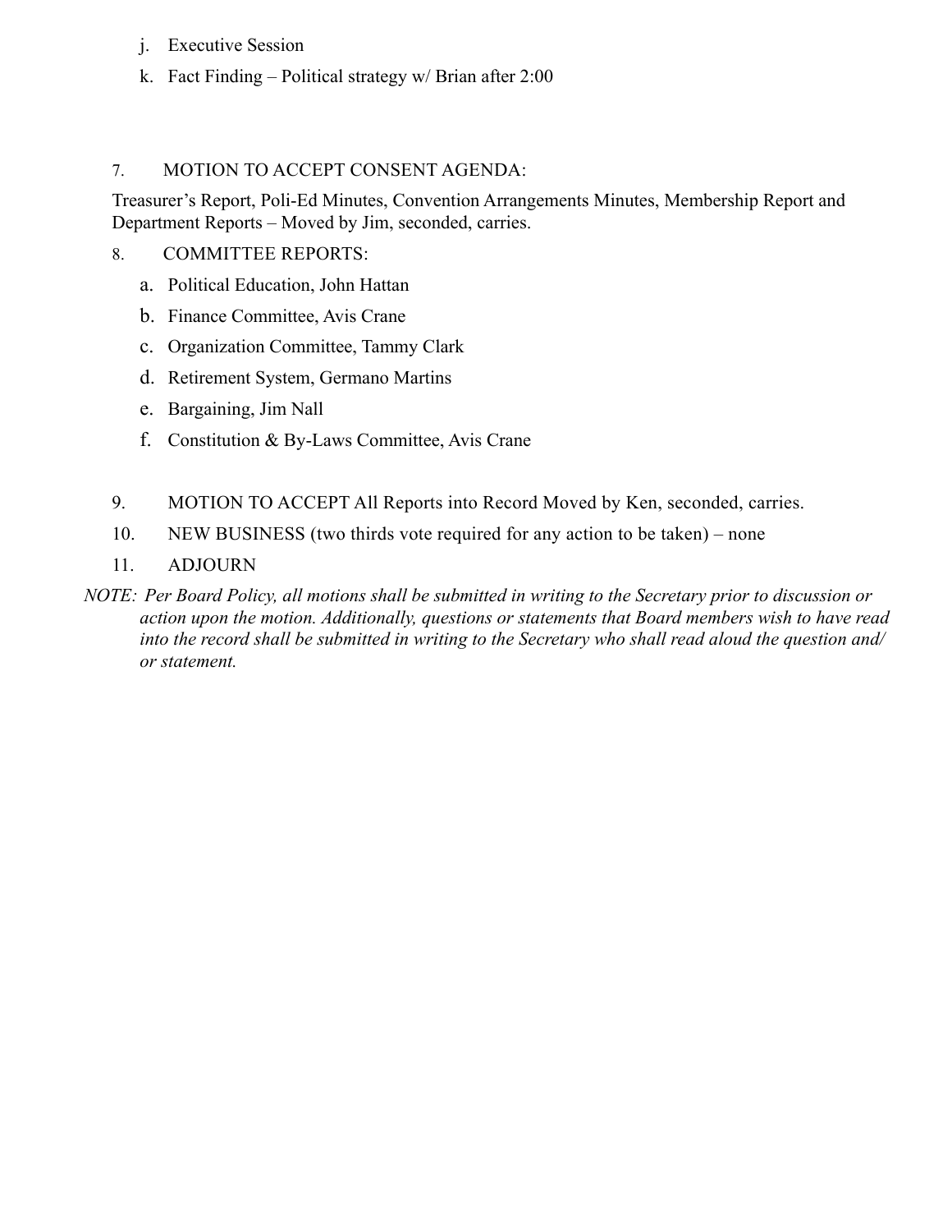j. Executive Session
k. Fact Finding – Political strategy w/ Brian after 2:00

7. MOTION TO ACCEPT CONSENT AGENDA:

Treasurer's Report, Poli-Ed Minutes, Convention Arrangements Minutes, Membership Report and Department Reports – Moved by Jim, seconded, carries.

8. COMMITTEE REPORTS:
   a. Political Education, John Hattan
   b. Finance Committee, Avis Crane
   c. Organization Committee, Tammy Clark
   d. Retirement System, Germano Martins
   e. Bargaining, Jim Nall
   f. Constitution & By-Laws Committee, Avis Crane

9. MOTION TO ACCEPT All Reports into Record Moved by Ken, seconded, carries.
10. NEW BUSINESS (two thirds vote required for any action to be taken) – none
11. ADJOURN

*NOTE: Per Board Policy, all motions shall be submitted in writing to the Secretary prior to discussion or action upon the motion. Additionally, questions or statements that Board members wish to have read into the record shall be submitted in writing to the Secretary who shall read aloud the question and/ or statement.*